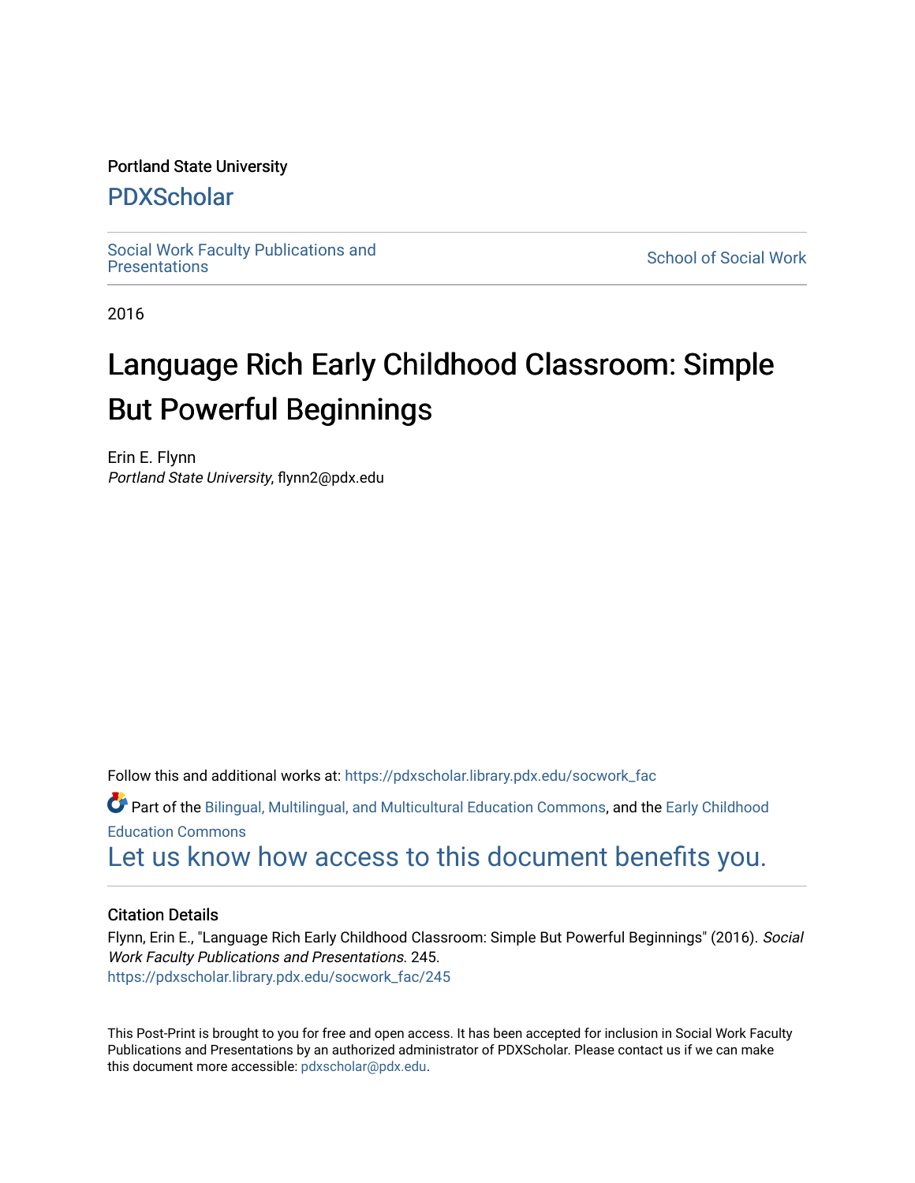Portland State University

# PDXScholar

Social Work Faculty Publications and Presentations

School of Social Work

2016

# Language Rich Early Childhood Classroom: Simple But Powerful Beginnings

Erin E. Flynn
*Portland State University*, flynn2@pdx.edu

Follow this and additional works at: https://pdxscholar.library.pdx.edu/socwork_fac

Part of the Bilingual, Multilingual, and Multicultural Education Commons, and the Early Childhood Education Commons

Let us know how access to this document benefits you.

## Citation Details

Flynn, Erin E., "Language Rich Early Childhood Classroom: Simple But Powerful Beginnings" (2016). *Social Work Faculty Publications and Presentations*. 245.
https://pdxscholar.library.pdx.edu/socwork_fac/245

This Post-Print is brought to you for free and open access. It has been accepted for inclusion in Social Work Faculty Publications and Presentations by an authorized administrator of PDXScholar. Please contact us if we can make this document more accessible: pdxscholar@pdx.edu.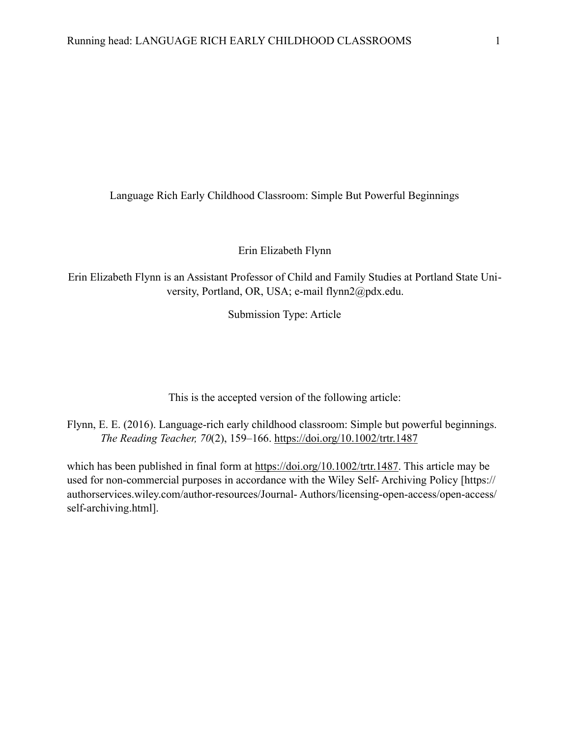Language Rich Early Childhood Classroom: Simple But Powerful Beginnings

Erin Elizabeth Flynn

Erin Elizabeth Flynn is an Assistant Professor of Child and Family Studies at Portland State University, Portland, OR, USA; e-mail flynn2@pdx.edu.

Submission Type: Article

This is the accepted version of the following article:

Flynn, E. E. (2016). Language-rich early childhood classroom: Simple but powerful beginnings. *The Reading Teacher, 70*(2), 159–166. https://doi.org/10.1002/trtr.1487

which has been published in final form at https://doi.org/10.1002/trtr.1487. This article may be used for non-commercial purposes in accordance with the Wiley Self- Archiving Policy [https://authorservices.wiley.com/author-resources/Journal- Authors/licensing-open-access/open-access/self-archiving.html].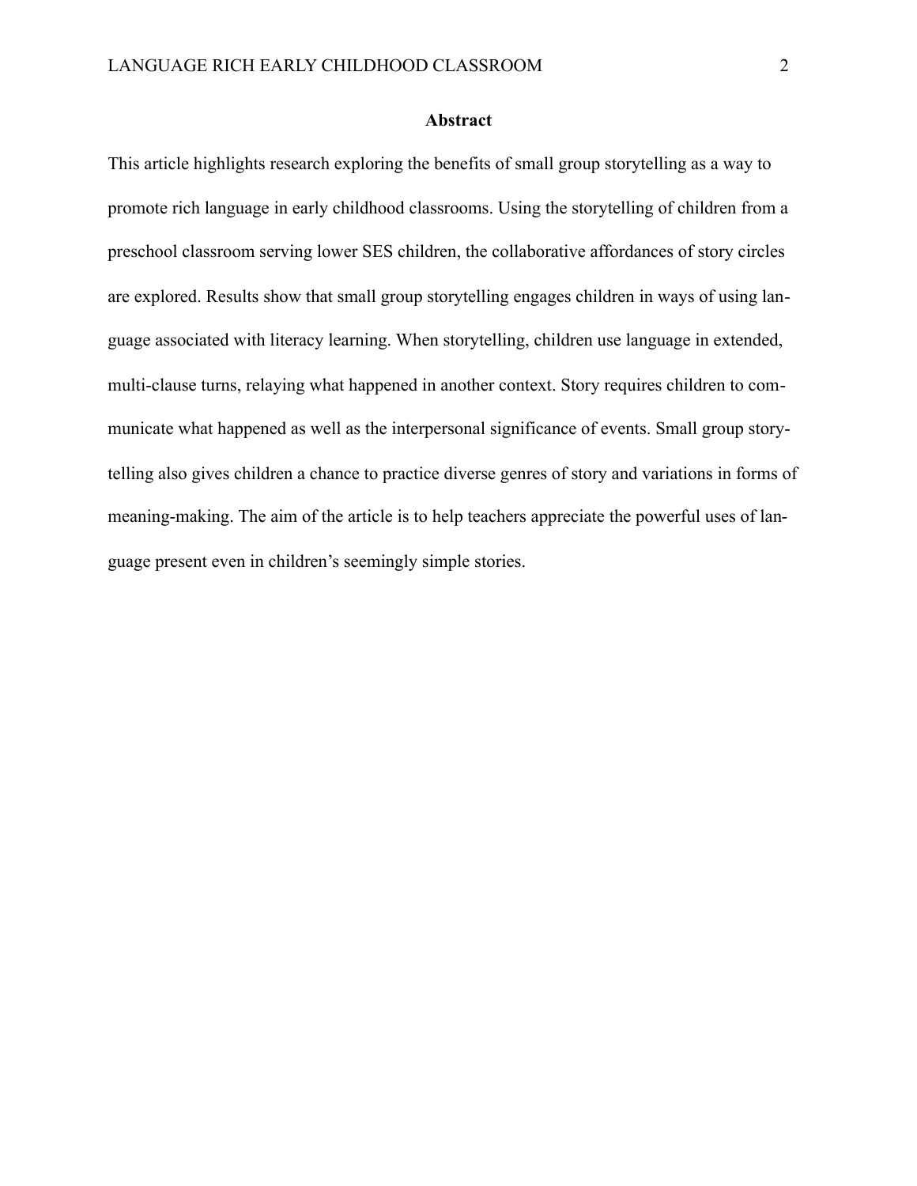## Abstract

This article highlights research exploring the benefits of small group storytelling as a way to promote rich language in early childhood classrooms. Using the storytelling of children from a preschool classroom serving lower SES children, the collaborative affordances of story circles are explored. Results show that small group storytelling engages children in ways of using language associated with literacy learning. When storytelling, children use language in extended, multi-clause turns, relaying what happened in another context. Story requires children to communicate what happened as well as the interpersonal significance of events. Small group storytelling also gives children a chance to practice diverse genres of story and variations in forms of meaning-making. The aim of the article is to help teachers appreciate the powerful uses of language present even in children's seemingly simple stories.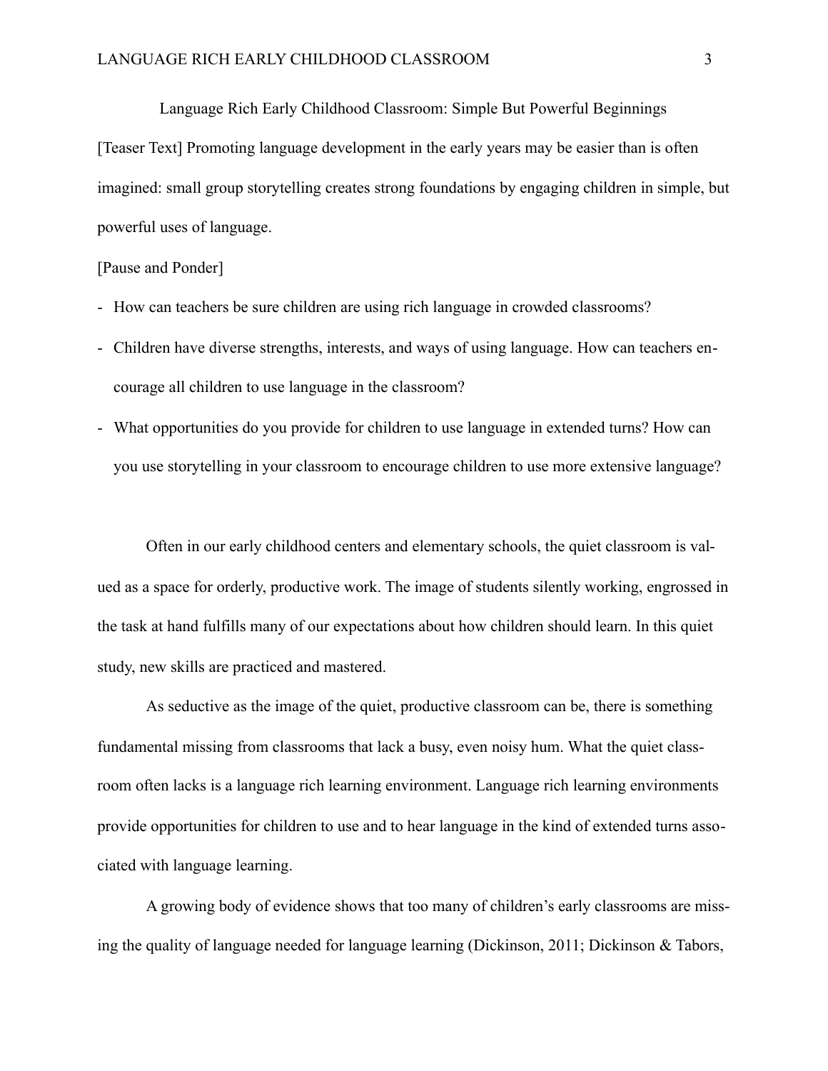# Language Rich Early Childhood Classroom: Simple But Powerful Beginnings

[Teaser Text] Promoting language development in the early years may be easier than is often imagined: small group storytelling creates strong foundations by engaging children in simple, but powerful uses of language.

[Pause and Ponder]

- How can teachers be sure children are using rich language in crowded classrooms?
- Children have diverse strengths, interests, and ways of using language. How can teachers encourage all children to use language in the classroom?
- What opportunities do you provide for children to use language in extended turns? How can you use storytelling in your classroom to encourage children to use more extensive language?

Often in our early childhood centers and elementary schools, the quiet classroom is valued as a space for orderly, productive work. The image of students silently working, engrossed in the task at hand fulfills many of our expectations about how children should learn. In this quiet study, new skills are practiced and mastered.

As seductive as the image of the quiet, productive classroom can be, there is something fundamental missing from classrooms that lack a busy, even noisy hum. What the quiet classroom often lacks is a language rich learning environment. Language rich learning environments provide opportunities for children to use and to hear language in the kind of extended turns associated with language learning.

A growing body of evidence shows that too many of children's early classrooms are missing the quality of language needed for language learning (Dickinson, 2011; Dickinson & Tabors,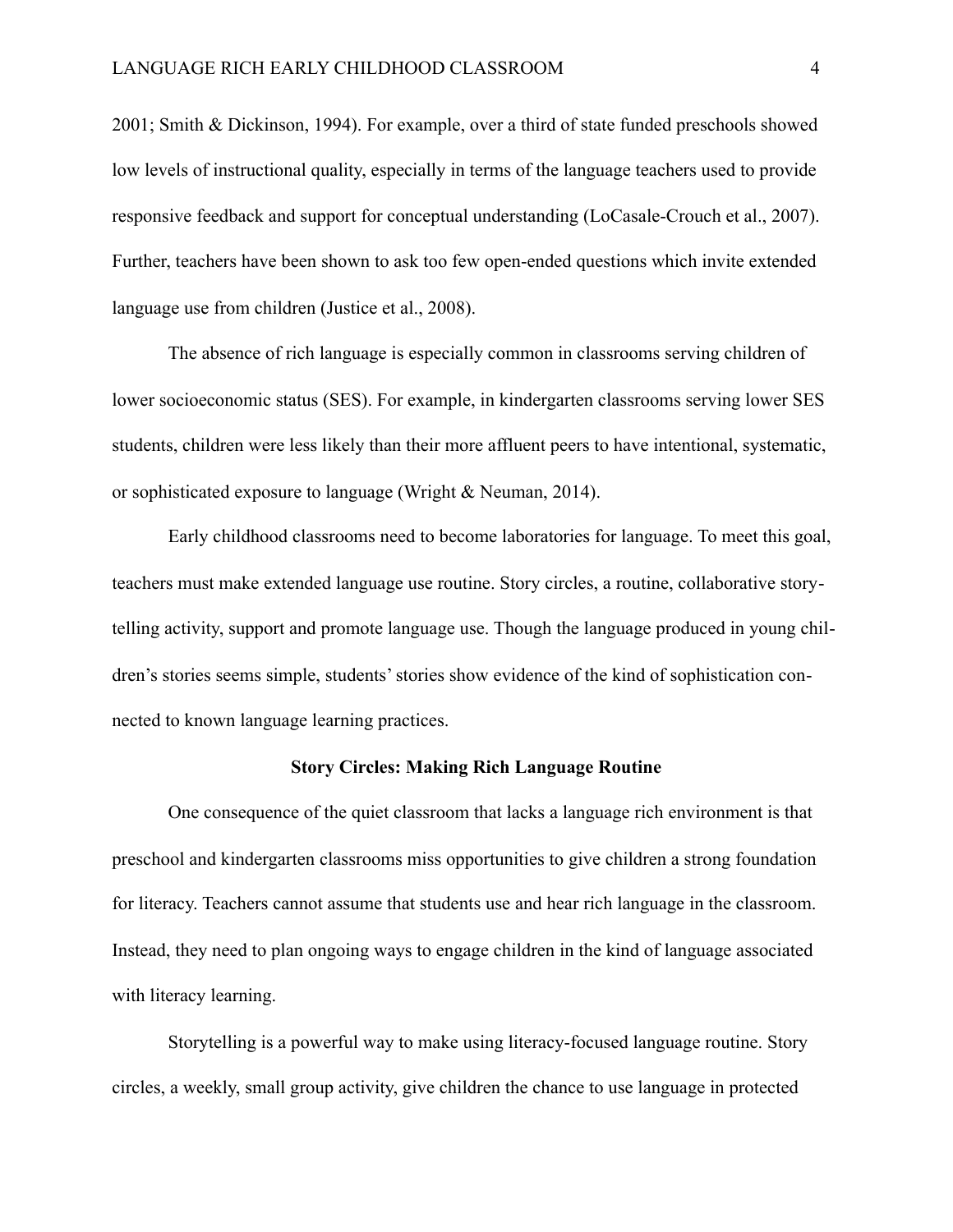2001; Smith & Dickinson, 1994). For example, over a third of state funded preschools showed low levels of instructional quality, especially in terms of the language teachers used to provide responsive feedback and support for conceptual understanding (LoCasale-Crouch et al., 2007). Further, teachers have been shown to ask too few open-ended questions which invite extended language use from children (Justice et al., 2008).

The absence of rich language is especially common in classrooms serving children of lower socioeconomic status (SES). For example, in kindergarten classrooms serving lower SES students, children were less likely than their more affluent peers to have intentional, systematic, or sophisticated exposure to language (Wright & Neuman, 2014).

Early childhood classrooms need to become laboratories for language. To meet this goal, teachers must make extended language use routine. Story circles, a routine, collaborative story-telling activity, support and promote language use. Though the language produced in young children's stories seems simple, students' stories show evidence of the kind of sophistication connected to known language learning practices.

## Story Circles: Making Rich Language Routine

One consequence of the quiet classroom that lacks a language rich environment is that preschool and kindergarten classrooms miss opportunities to give children a strong foundation for literacy. Teachers cannot assume that students use and hear rich language in the classroom. Instead, they need to plan ongoing ways to engage children in the kind of language associated with literacy learning.

Storytelling is a powerful way to make using literacy-focused language routine. Story circles, a weekly, small group activity, give children the chance to use language in protected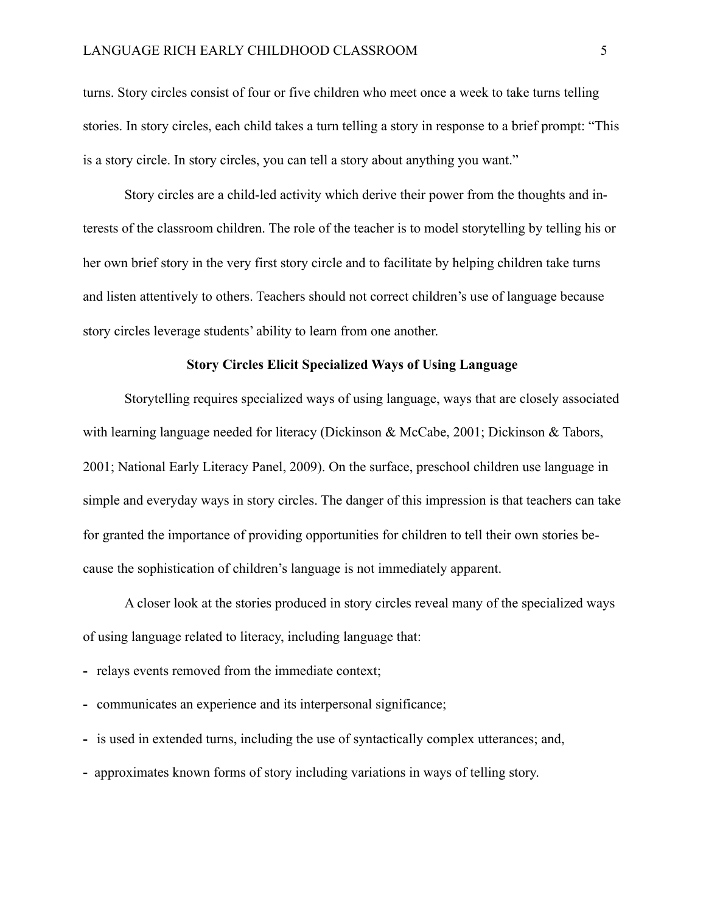turns. Story circles consist of four or five children who meet once a week to take turns telling stories. In story circles, each child takes a turn telling a story in response to a brief prompt: "This is a story circle. In story circles, you can tell a story about anything you want."

Story circles are a child-led activity which derive their power from the thoughts and interests of the classroom children. The role of the teacher is to model storytelling by telling his or her own brief story in the very first story circle and to facilitate by helping children take turns and listen attentively to others. Teachers should not correct children's use of language because story circles leverage students' ability to learn from one another.

## Story Circles Elicit Specialized Ways of Using Language

Storytelling requires specialized ways of using language, ways that are closely associated with learning language needed for literacy (Dickinson & McCabe, 2001; Dickinson & Tabors, 2001; National Early Literacy Panel, 2009). On the surface, preschool children use language in simple and everyday ways in story circles. The danger of this impression is that teachers can take for granted the importance of providing opportunities for children to tell their own stories because the sophistication of children's language is not immediately apparent.

A closer look at the stories produced in story circles reveal many of the specialized ways of using language related to literacy, including language that:

- relays events removed from the immediate context;
- communicates an experience and its interpersonal significance;
- is used in extended turns, including the use of syntactically complex utterances; and,
- approximates known forms of story including variations in ways of telling story.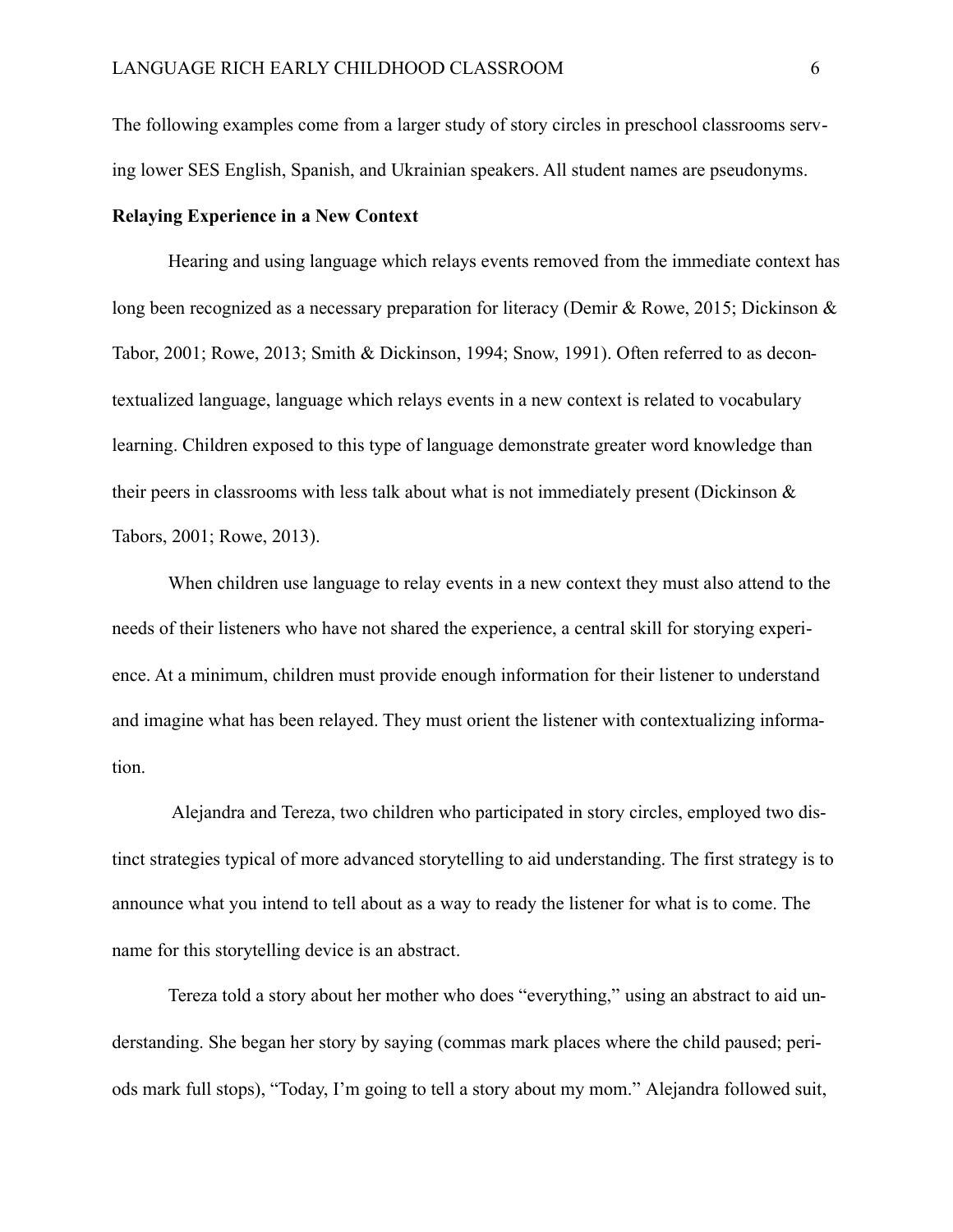The following examples come from a larger study of story circles in preschool classrooms serving lower SES English, Spanish, and Ukrainian speakers. All student names are pseudonyms.

**Relaying Experience in a New Context**

Hearing and using language which relays events removed from the immediate context has long been recognized as a necessary preparation for literacy (Demir & Rowe, 2015; Dickinson & Tabor, 2001; Rowe, 2013; Smith & Dickinson, 1994; Snow, 1991). Often referred to as decontextualized language, language which relays events in a new context is related to vocabulary learning. Children exposed to this type of language demonstrate greater word knowledge than their peers in classrooms with less talk about what is not immediately present (Dickinson & Tabors, 2001; Rowe, 2013).

When children use language to relay events in a new context they must also attend to the needs of their listeners who have not shared the experience, a central skill for storying experience. At a minimum, children must provide enough information for their listener to understand and imagine what has been relayed. They must orient the listener with contextualizing information.

Alejandra and Tereza, two children who participated in story circles, employed two distinct strategies typical of more advanced storytelling to aid understanding. The first strategy is to announce what you intend to tell about as a way to ready the listener for what is to come. The name for this storytelling device is an abstract.

Tereza told a story about her mother who does "everything," using an abstract to aid understanding. She began her story by saying (commas mark places where the child paused; periods mark full stops), "Today, I'm going to tell a story about my mom." Alejandra followed suit,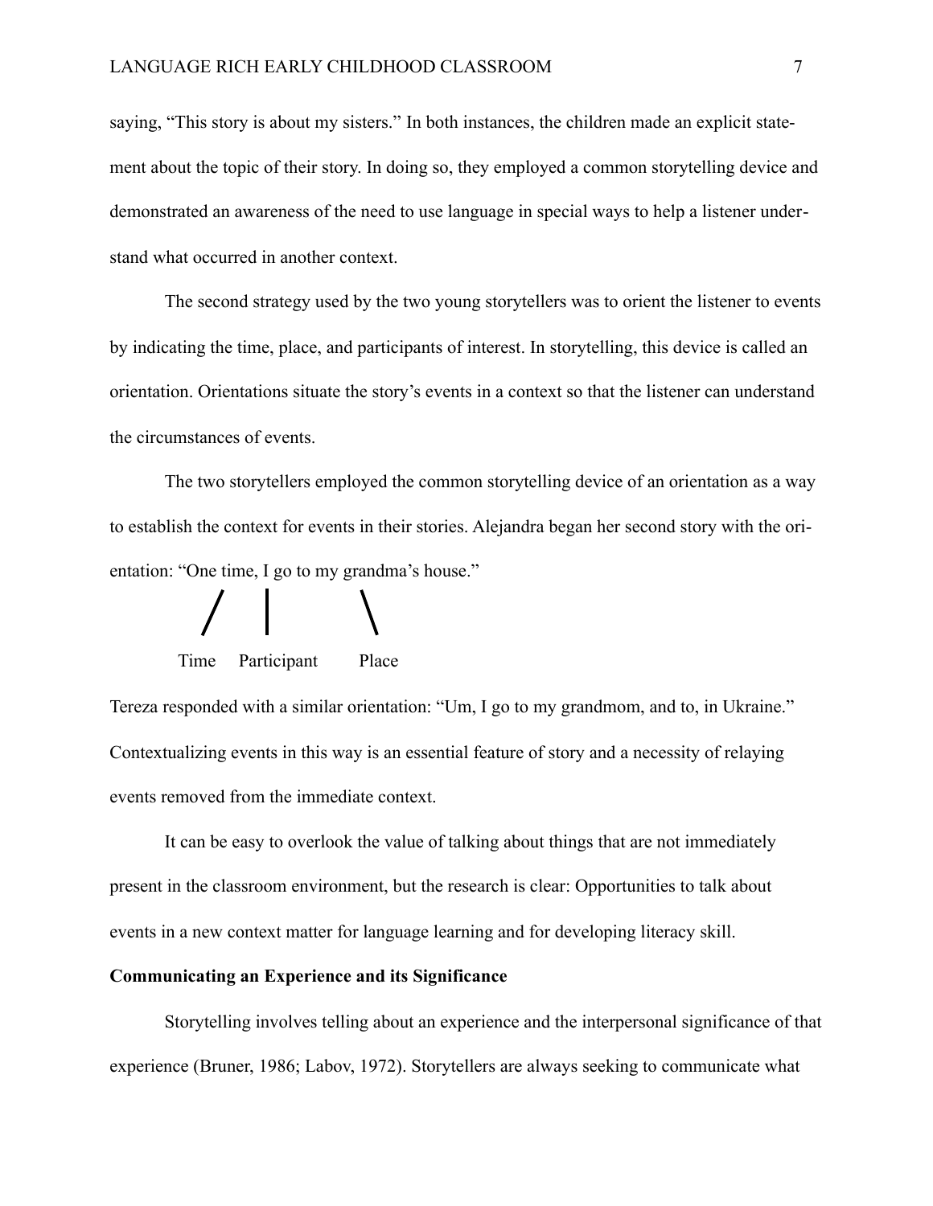saying, "This story is about my sisters." In both instances, the children made an explicit statement about the topic of their story. In doing so, they employed a common storytelling device and demonstrated an awareness of the need to use language in special ways to help a listener understand what occurred in another context.

The second strategy used by the two young storytellers was to orient the listener to events by indicating the time, place, and participants of interest. In storytelling, this device is called an orientation. Orientations situate the story's events in a context so that the listener can understand the circumstances of events.

The two storytellers employed the common storytelling device of an orientation as a way to establish the context for events in their stories. Alejandra began her second story with the orientation: "One time, I go to my grandma's house."

```
        /    |          \
    Time   Participant   Place
```

Tereza responded with a similar orientation: "Um, I go to my grandmom, and to, in Ukraine." Contextualizing events in this way is an essential feature of story and a necessity of relaying events removed from the immediate context.

It can be easy to overlook the value of talking about things that are not immediately present in the classroom environment, but the research is clear: Opportunities to talk about events in a new context matter for language learning and for developing literacy skill.

**Communicating an Experience and its Significance**

Storytelling involves telling about an experience and the interpersonal significance of that experience (Bruner, 1986; Labov, 1972). Storytellers are always seeking to communicate what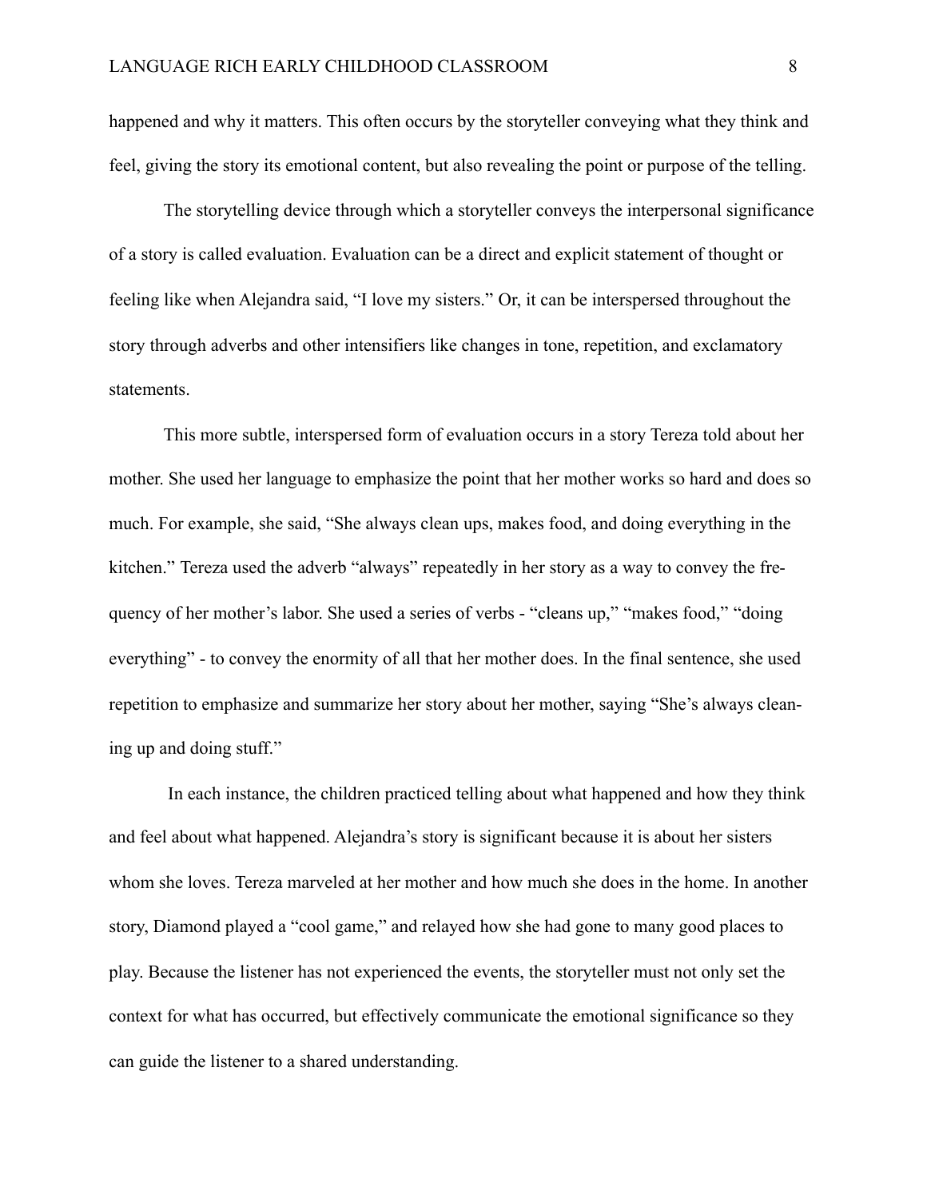happened and why it matters. This often occurs by the storyteller conveying what they think and feel, giving the story its emotional content, but also revealing the point or purpose of the telling.

The storytelling device through which a storyteller conveys the interpersonal significance of a story is called evaluation. Evaluation can be a direct and explicit statement of thought or feeling like when Alejandra said, "I love my sisters." Or, it can be interspersed throughout the story through adverbs and other intensifiers like changes in tone, repetition, and exclamatory statements.

This more subtle, interspersed form of evaluation occurs in a story Tereza told about her mother. She used her language to emphasize the point that her mother works so hard and does so much. For example, she said, "She always clean ups, makes food, and doing everything in the kitchen." Tereza used the adverb "always" repeatedly in her story as a way to convey the frequency of her mother's labor. She used a series of verbs - "cleans up," "makes food," "doing everything" - to convey the enormity of all that her mother does. In the final sentence, she used repetition to emphasize and summarize her story about her mother, saying "She's always cleaning up and doing stuff."

In each instance, the children practiced telling about what happened and how they think and feel about what happened. Alejandra's story is significant because it is about her sisters whom she loves. Tereza marveled at her mother and how much she does in the home. In another story, Diamond played a "cool game," and relayed how she had gone to many good places to play. Because the listener has not experienced the events, the storyteller must not only set the context for what has occurred, but effectively communicate the emotional significance so they can guide the listener to a shared understanding.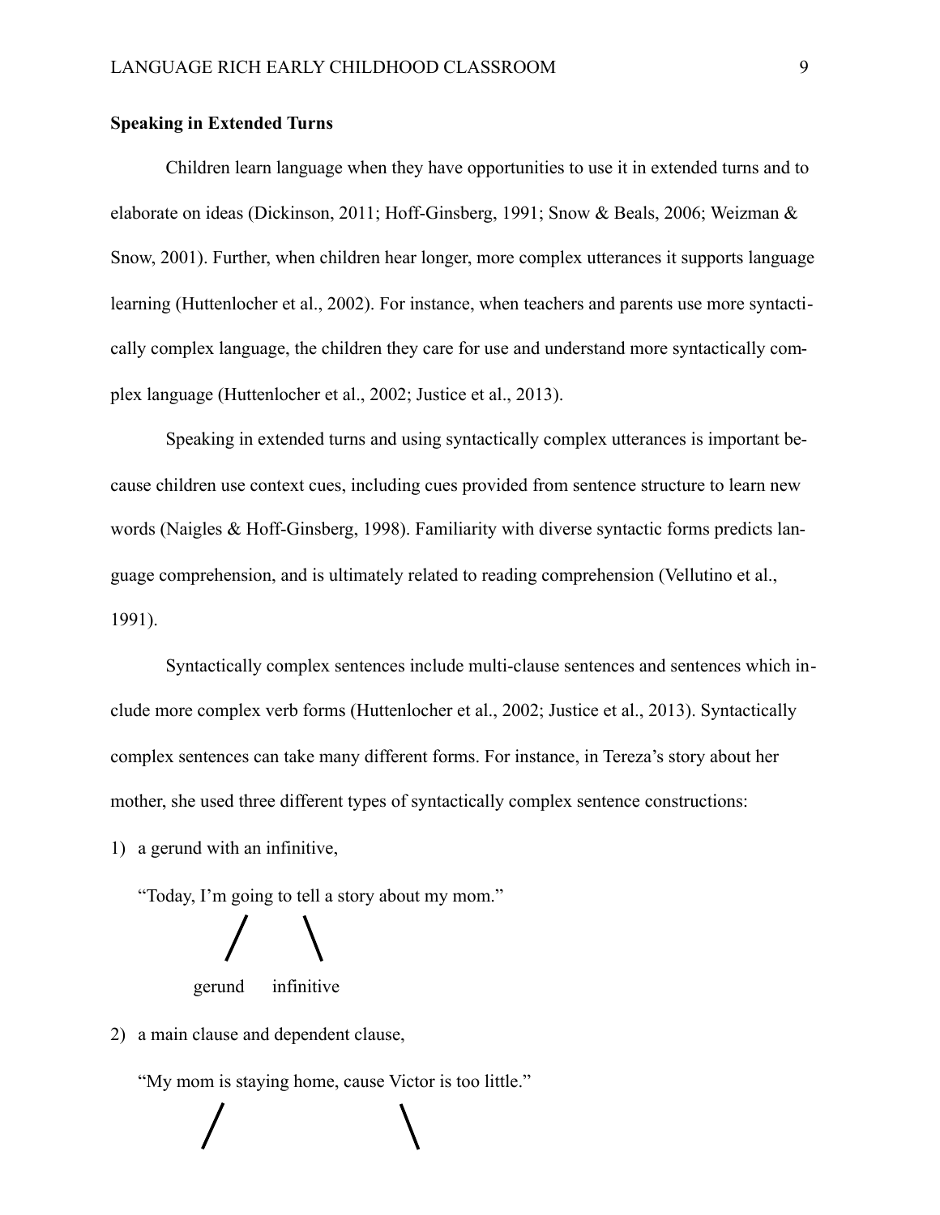**Speaking in Extended Turns**

Children learn language when they have opportunities to use it in extended turns and to elaborate on ideas (Dickinson, 2011; Hoff-Ginsberg, 1991; Snow & Beals, 2006; Weizman & Snow, 2001). Further, when children hear longer, more complex utterances it supports language learning (Huttenlocher et al., 2002). For instance, when teachers and parents use more syntactically complex language, the children they care for use and understand more syntactically complex language (Huttenlocher et al., 2002; Justice et al., 2013).

Speaking in extended turns and using syntactically complex utterances is important because children use context cues, including cues provided from sentence structure to learn new words (Naigles & Hoff-Ginsberg, 1998). Familiarity with diverse syntactic forms predicts language comprehension, and is ultimately related to reading comprehension (Vellutino et al., 1991).

Syntactically complex sentences include multi-clause sentences and sentences which include more complex verb forms (Huttenlocher et al., 2002; Justice et al., 2013). Syntactically complex sentences can take many different forms. For instance, in Tereza's story about her mother, she used three different types of syntactically complex sentence constructions:

1) a gerund with an infinitive,

   "Today, I'm going to tell a story about my mom."

   / \

   gerund infinitive

2) a main clause and dependent clause,

   "My mom is staying home, cause Victor is too little."

   / \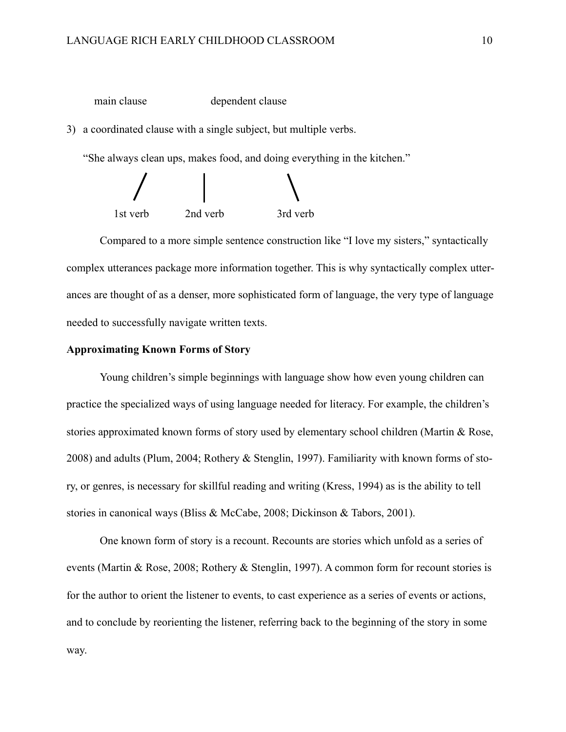main clause dependent clause

3) a coordinated clause with a single subject, but multiple verbs.

"She always clean ups, makes food, and doing everything in the kitchen."

1st verb 2nd verb 3rd verb

Compared to a more simple sentence construction like "I love my sisters," syntactically complex utterances package more information together. This is why syntactically complex utterances are thought of as a denser, more sophisticated form of language, the very type of language needed to successfully navigate written texts.

**Approximating Known Forms of Story**

Young children's simple beginnings with language show how even young children can practice the specialized ways of using language needed for literacy. For example, the children's stories approximated known forms of story used by elementary school children (Martin & Rose, 2008) and adults (Plum, 2004; Rothery & Stenglin, 1997). Familiarity with known forms of story, or genres, is necessary for skillful reading and writing (Kress, 1994) as is the ability to tell stories in canonical ways (Bliss & McCabe, 2008; Dickinson & Tabors, 2001).

One known form of story is a recount. Recounts are stories which unfold as a series of events (Martin & Rose, 2008; Rothery & Stenglin, 1997). A common form for recount stories is for the author to orient the listener to events, to cast experience as a series of events or actions, and to conclude by reorienting the listener, referring back to the beginning of the story in some way.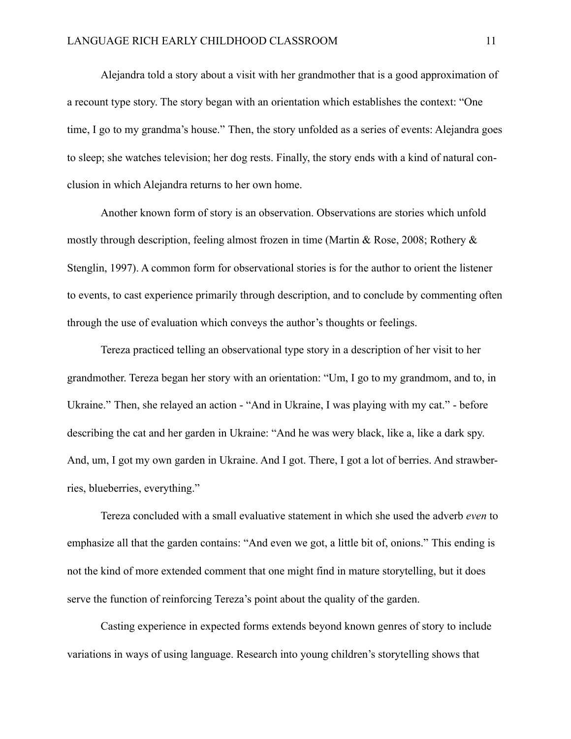Alejandra told a story about a visit with her grandmother that is a good approximation of a recount type story. The story began with an orientation which establishes the context: “One time, I go to my grandma’s house.” Then, the story unfolded as a series of events: Alejandra goes to sleep; she watches television; her dog rests. Finally, the story ends with a kind of natural conclusion in which Alejandra returns to her own home.

Another known form of story is an observation. Observations are stories which unfold mostly through description, feeling almost frozen in time (Martin & Rose, 2008; Rothery & Stenglin, 1997). A common form for observational stories is for the author to orient the listener to events, to cast experience primarily through description, and to conclude by commenting often through the use of evaluation which conveys the author’s thoughts or feelings.

Tereza practiced telling an observational type story in a description of her visit to her grandmother. Tereza began her story with an orientation: “Um, I go to my grandmom, and to, in Ukraine.” Then, she relayed an action - “And in Ukraine, I was playing with my cat.” - before describing the cat and her garden in Ukraine: “And he was wery black, like a, like a dark spy. And, um, I got my own garden in Ukraine. And I got. There, I got a lot of berries. And strawberries, blueberries, everything.”

Tereza concluded with a small evaluative statement in which she used the adverb *even* to emphasize all that the garden contains: “And even we got, a little bit of, onions.” This ending is not the kind of more extended comment that one might find in mature storytelling, but it does serve the function of reinforcing Tereza’s point about the quality of the garden.

Casting experience in expected forms extends beyond known genres of story to include variations in ways of using language. Research into young children’s storytelling shows that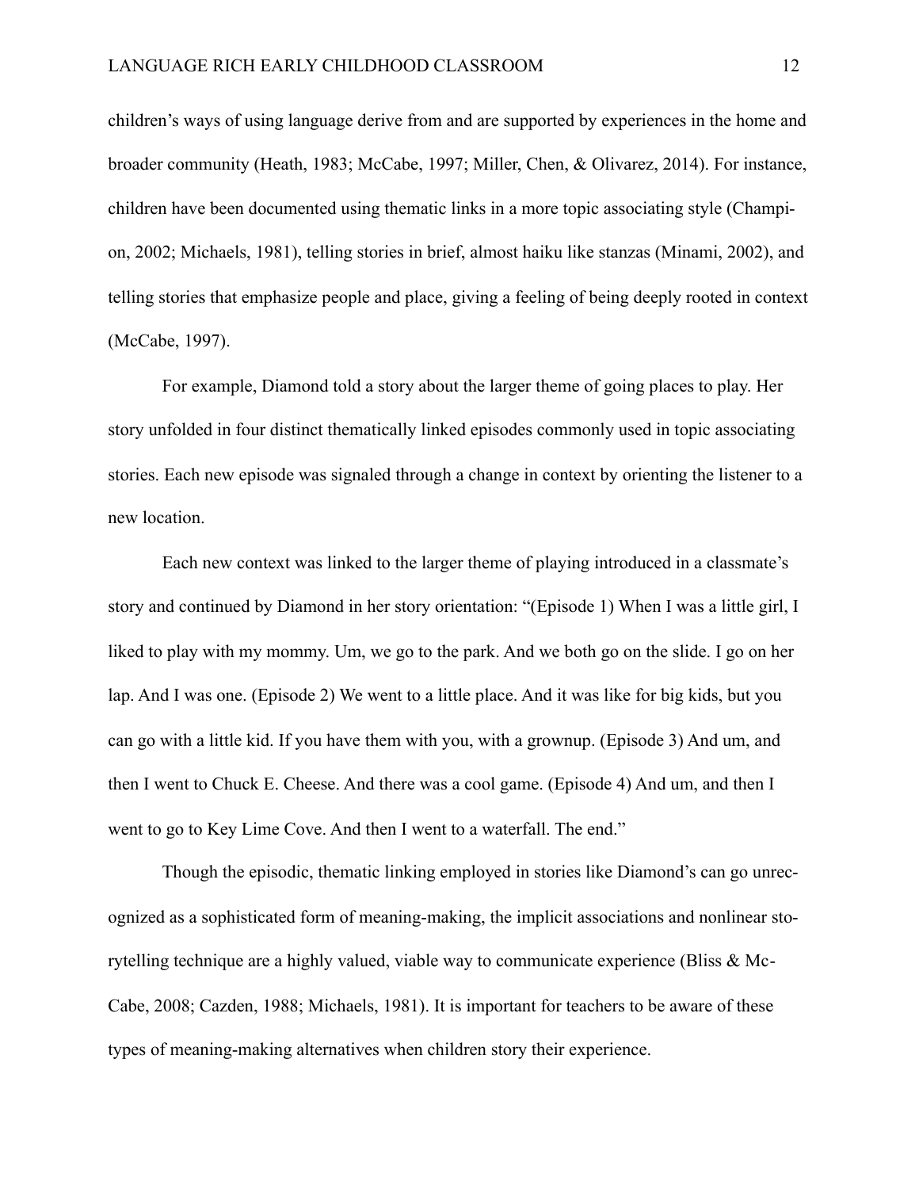children's ways of using language derive from and are supported by experiences in the home and broader community (Heath, 1983; McCabe, 1997; Miller, Chen, & Olivarez, 2014). For instance, children have been documented using thematic links in a more topic associating style (Champion, 2002; Michaels, 1981), telling stories in brief, almost haiku like stanzas (Minami, 2002), and telling stories that emphasize people and place, giving a feeling of being deeply rooted in context (McCabe, 1997).

For example, Diamond told a story about the larger theme of going places to play. Her story unfolded in four distinct thematically linked episodes commonly used in topic associating stories. Each new episode was signaled through a change in context by orienting the listener to a new location.

Each new context was linked to the larger theme of playing introduced in a classmate's story and continued by Diamond in her story orientation: "(Episode 1) When I was a little girl, I liked to play with my mommy. Um, we go to the park. And we both go on the slide. I go on her lap. And I was one. (Episode 2) We went to a little place. And it was like for big kids, but you can go with a little kid. If you have them with you, with a grownup. (Episode 3) And um, and then I went to Chuck E. Cheese. And there was a cool game. (Episode 4) And um, and then I went to go to Key Lime Cove. And then I went to a waterfall. The end."

Though the episodic, thematic linking employed in stories like Diamond's can go unrecognized as a sophisticated form of meaning-making, the implicit associations and nonlinear storytelling technique are a highly valued, viable way to communicate experience (Bliss & McCabe, 2008; Cazden, 1988; Michaels, 1981). It is important for teachers to be aware of these types of meaning-making alternatives when children story their experience.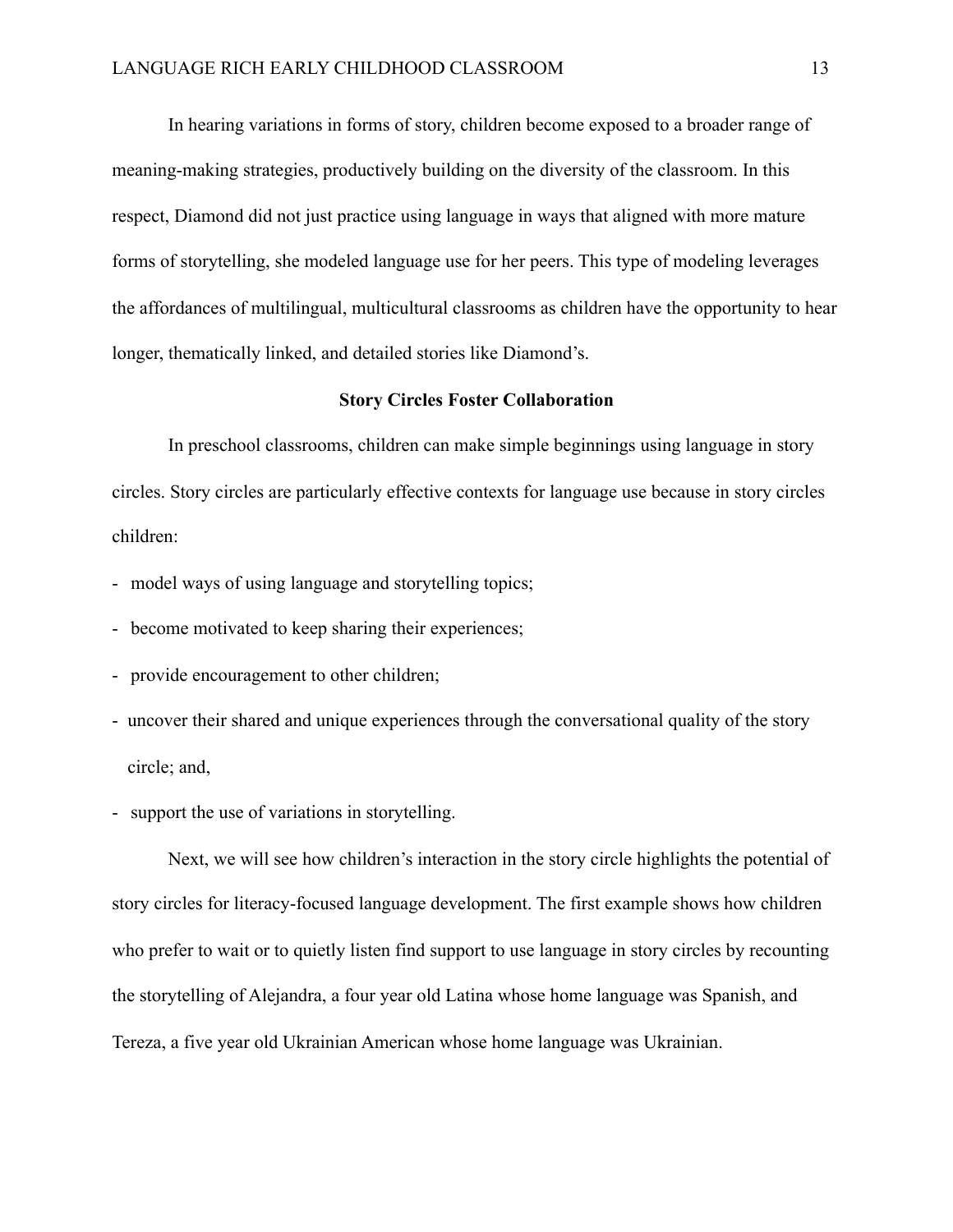In hearing variations in forms of story, children become exposed to a broader range of meaning-making strategies, productively building on the diversity of the classroom. In this respect, Diamond did not just practice using language in ways that aligned with more mature forms of storytelling, she modeled language use for her peers. This type of modeling leverages the affordances of multilingual, multicultural classrooms as children have the opportunity to hear longer, thematically linked, and detailed stories like Diamond's.

## Story Circles Foster Collaboration

In preschool classrooms, children can make simple beginnings using language in story circles. Story circles are particularly effective contexts for language use because in story circles children:

- model ways of using language and storytelling topics;
- become motivated to keep sharing their experiences;
- provide encouragement to other children;
- uncover their shared and unique experiences through the conversational quality of the story circle; and,
- support the use of variations in storytelling.

Next, we will see how children's interaction in the story circle highlights the potential of story circles for literacy-focused language development. The first example shows how children who prefer to wait or to quietly listen find support to use language in story circles by recounting the storytelling of Alejandra, a four year old Latina whose home language was Spanish, and Tereza, a five year old Ukrainian American whose home language was Ukrainian.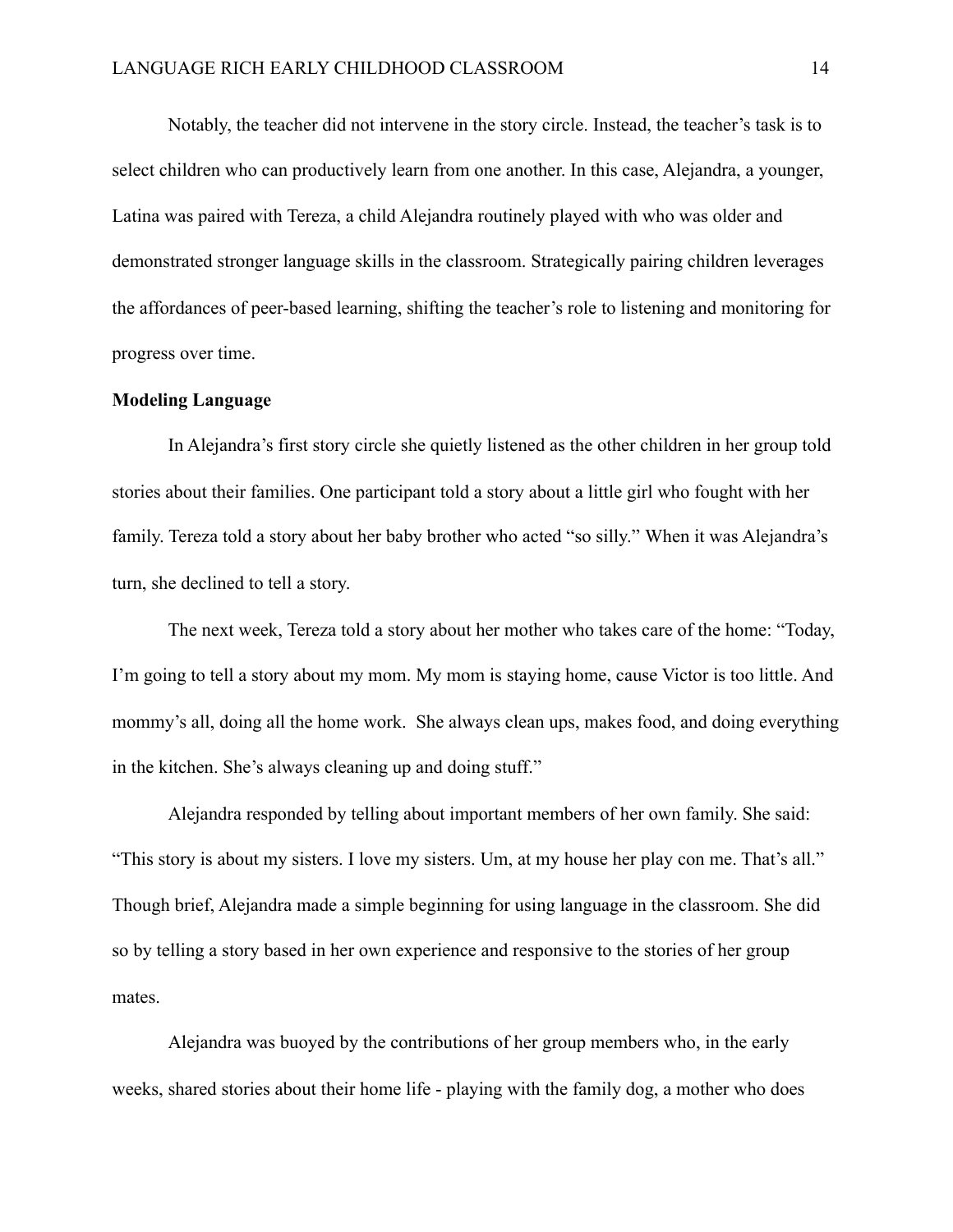Notably, the teacher did not intervene in the story circle. Instead, the teacher's task is to select children who can productively learn from one another. In this case, Alejandra, a younger, Latina was paired with Tereza, a child Alejandra routinely played with who was older and demonstrated stronger language skills in the classroom. Strategically pairing children leverages the affordances of peer-based learning, shifting the teacher's role to listening and monitoring for progress over time.

**Modeling Language**

In Alejandra's first story circle she quietly listened as the other children in her group told stories about their families. One participant told a story about a little girl who fought with her family. Tereza told a story about her baby brother who acted "so silly." When it was Alejandra's turn, she declined to tell a story.

The next week, Tereza told a story about her mother who takes care of the home: "Today, I'm going to tell a story about my mom. My mom is staying home, cause Victor is too little. And mommy's all, doing all the home work. She always clean ups, makes food, and doing everything in the kitchen. She's always cleaning up and doing stuff."

Alejandra responded by telling about important members of her own family. She said: "This story is about my sisters. I love my sisters. Um, at my house her play con me. That's all." Though brief, Alejandra made a simple beginning for using language in the classroom. She did so by telling a story based in her own experience and responsive to the stories of her group mates.

Alejandra was buoyed by the contributions of her group members who, in the early weeks, shared stories about their home life - playing with the family dog, a mother who does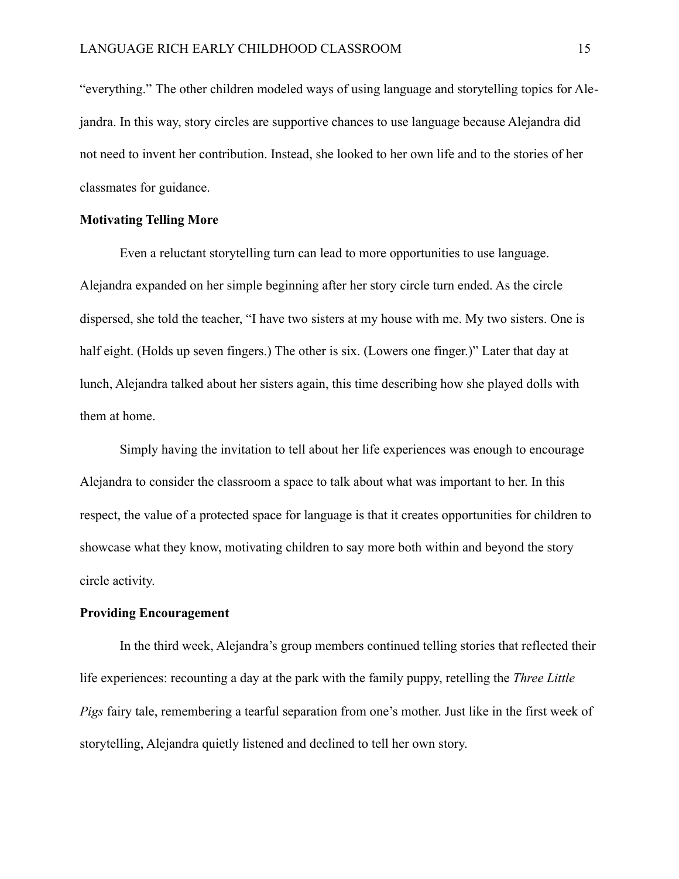"everything." The other children modeled ways of using language and storytelling topics for Alejandra. In this way, story circles are supportive chances to use language because Alejandra did not need to invent her contribution. Instead, she looked to her own life and to the stories of her classmates for guidance.

**Motivating Telling More**

Even a reluctant storytelling turn can lead to more opportunities to use language. Alejandra expanded on her simple beginning after her story circle turn ended. As the circle dispersed, she told the teacher, "I have two sisters at my house with me. My two sisters. One is half eight. (Holds up seven fingers.) The other is six. (Lowers one finger.)" Later that day at lunch, Alejandra talked about her sisters again, this time describing how she played dolls with them at home.

Simply having the invitation to tell about her life experiences was enough to encourage Alejandra to consider the classroom a space to talk about what was important to her. In this respect, the value of a protected space for language is that it creates opportunities for children to showcase what they know, motivating children to say more both within and beyond the story circle activity.

**Providing Encouragement**

In the third week, Alejandra's group members continued telling stories that reflected their life experiences: recounting a day at the park with the family puppy, retelling the *Three Little Pigs* fairy tale, remembering a tearful separation from one's mother. Just like in the first week of storytelling, Alejandra quietly listened and declined to tell her own story.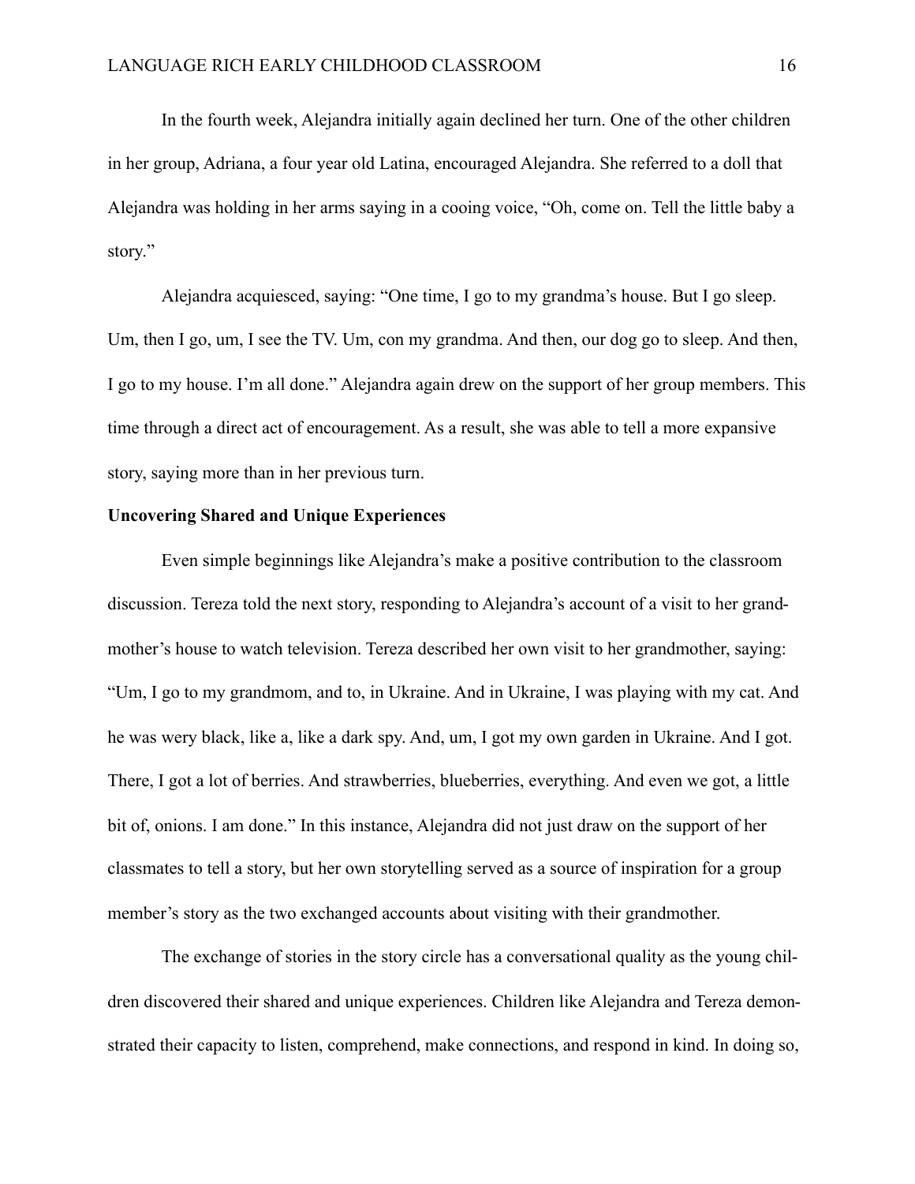In the fourth week, Alejandra initially again declined her turn. One of the other children in her group, Adriana, a four year old Latina, encouraged Alejandra. She referred to a doll that Alejandra was holding in her arms saying in a cooing voice, “Oh, come on. Tell the little baby a story.”

Alejandra acquiesced, saying: “One time, I go to my grandma’s house. But I go sleep. Um, then I go, um, I see the TV. Um, con my grandma. And then, our dog go to sleep. And then, I go to my house. I’m all done.” Alejandra again drew on the support of her group members. This time through a direct act of encouragement. As a result, she was able to tell a more expansive story, saying more than in her previous turn.

**Uncovering Shared and Unique Experiences**

Even simple beginnings like Alejandra’s make a positive contribution to the classroom discussion. Tereza told the next story, responding to Alejandra’s account of a visit to her grandmother’s house to watch television. Tereza described her own visit to her grandmother, saying: “Um, I go to my grandmom, and to, in Ukraine. And in Ukraine, I was playing with my cat. And he was wery black, like a, like a dark spy. And, um, I got my own garden in Ukraine. And I got. There, I got a lot of berries. And strawberries, blueberries, everything. And even we got, a little bit of, onions. I am done.” In this instance, Alejandra did not just draw on the support of her classmates to tell a story, but her own storytelling served as a source of inspiration for a group member’s story as the two exchanged accounts about visiting with their grandmother.

The exchange of stories in the story circle has a conversational quality as the young children discovered their shared and unique experiences. Children like Alejandra and Tereza demonstrated their capacity to listen, comprehend, make connections, and respond in kind. In doing so,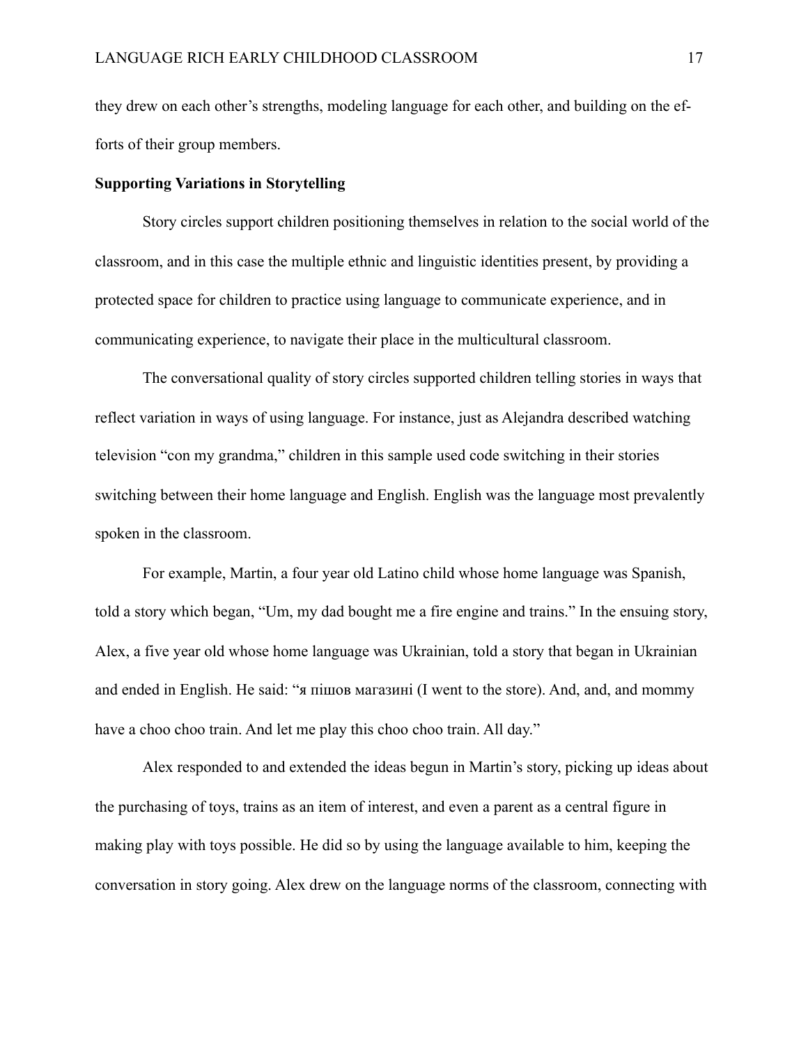they drew on each other's strengths, modeling language for each other, and building on the efforts of their group members.

**Supporting Variations in Storytelling**

Story circles support children positioning themselves in relation to the social world of the classroom, and in this case the multiple ethnic and linguistic identities present, by providing a protected space for children to practice using language to communicate experience, and in communicating experience, to navigate their place in the multicultural classroom.

The conversational quality of story circles supported children telling stories in ways that reflect variation in ways of using language. For instance, just as Alejandra described watching television "con my grandma," children in this sample used code switching in their stories switching between their home language and English. English was the language most prevalently spoken in the classroom.

For example, Martin, a four year old Latino child whose home language was Spanish, told a story which began, "Um, my dad bought me a fire engine and trains." In the ensuing story, Alex, a five year old whose home language was Ukrainian, told a story that began in Ukrainian and ended in English. He said: "я пішов магазині (I went to the store). And, and, and mommy have a choo choo train. And let me play this choo choo train. All day."

Alex responded to and extended the ideas begun in Martin's story, picking up ideas about the purchasing of toys, trains as an item of interest, and even a parent as a central figure in making play with toys possible. He did so by using the language available to him, keeping the conversation in story going. Alex drew on the language norms of the classroom, connecting with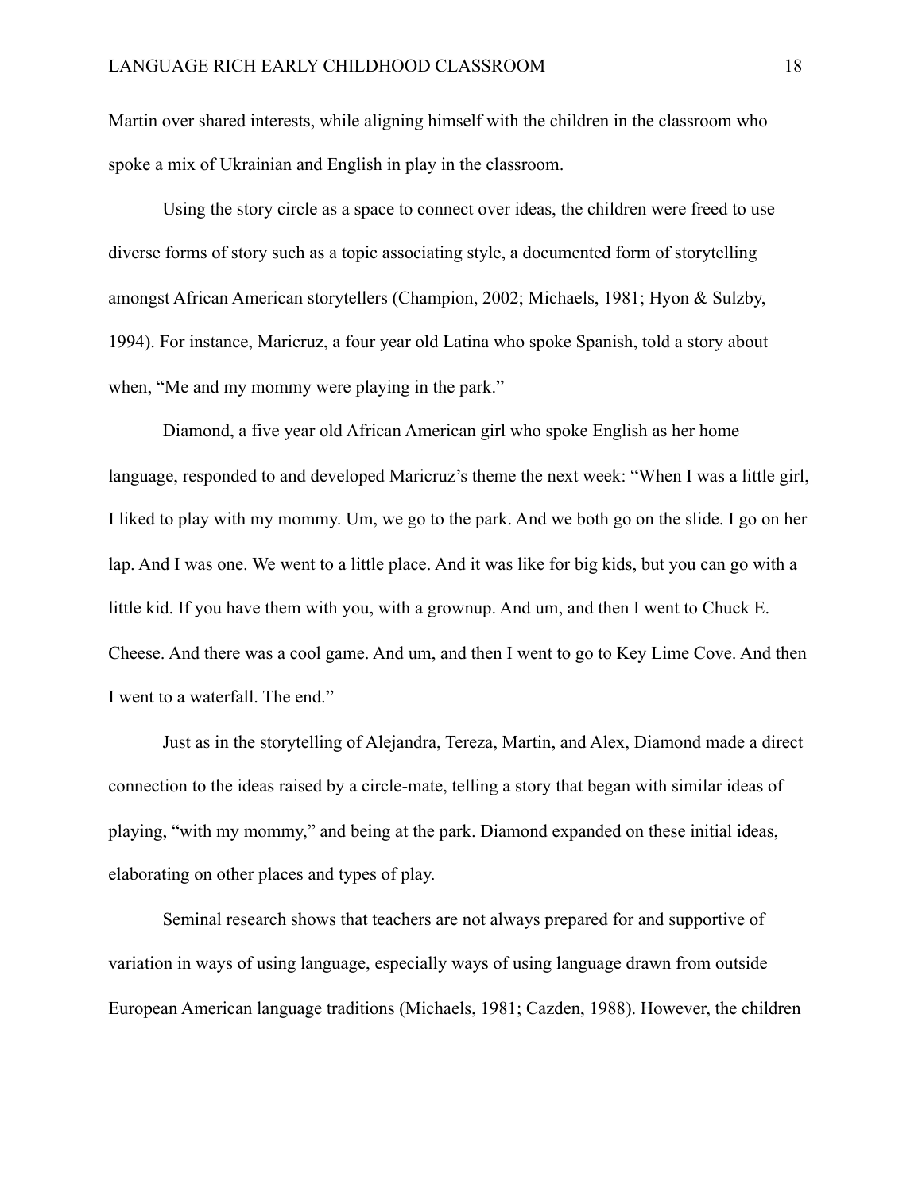Martin over shared interests, while aligning himself with the children in the classroom who spoke a mix of Ukrainian and English in play in the classroom.

Using the story circle as a space to connect over ideas, the children were freed to use diverse forms of story such as a topic associating style, a documented form of storytelling amongst African American storytellers (Champion, 2002; Michaels, 1981; Hyon & Sulzby, 1994). For instance, Maricruz, a four year old Latina who spoke Spanish, told a story about when, "Me and my mommy were playing in the park."

Diamond, a five year old African American girl who spoke English as her home language, responded to and developed Maricruz's theme the next week: "When I was a little girl, I liked to play with my mommy. Um, we go to the park. And we both go on the slide. I go on her lap. And I was one. We went to a little place. And it was like for big kids, but you can go with a little kid. If you have them with you, with a grownup. And um, and then I went to Chuck E. Cheese. And there was a cool game. And um, and then I went to go to Key Lime Cove. And then I went to a waterfall. The end."

Just as in the storytelling of Alejandra, Tereza, Martin, and Alex, Diamond made a direct connection to the ideas raised by a circle-mate, telling a story that began with similar ideas of playing, "with my mommy," and being at the park. Diamond expanded on these initial ideas, elaborating on other places and types of play.

Seminal research shows that teachers are not always prepared for and supportive of variation in ways of using language, especially ways of using language drawn from outside European American language traditions (Michaels, 1981; Cazden, 1988). However, the children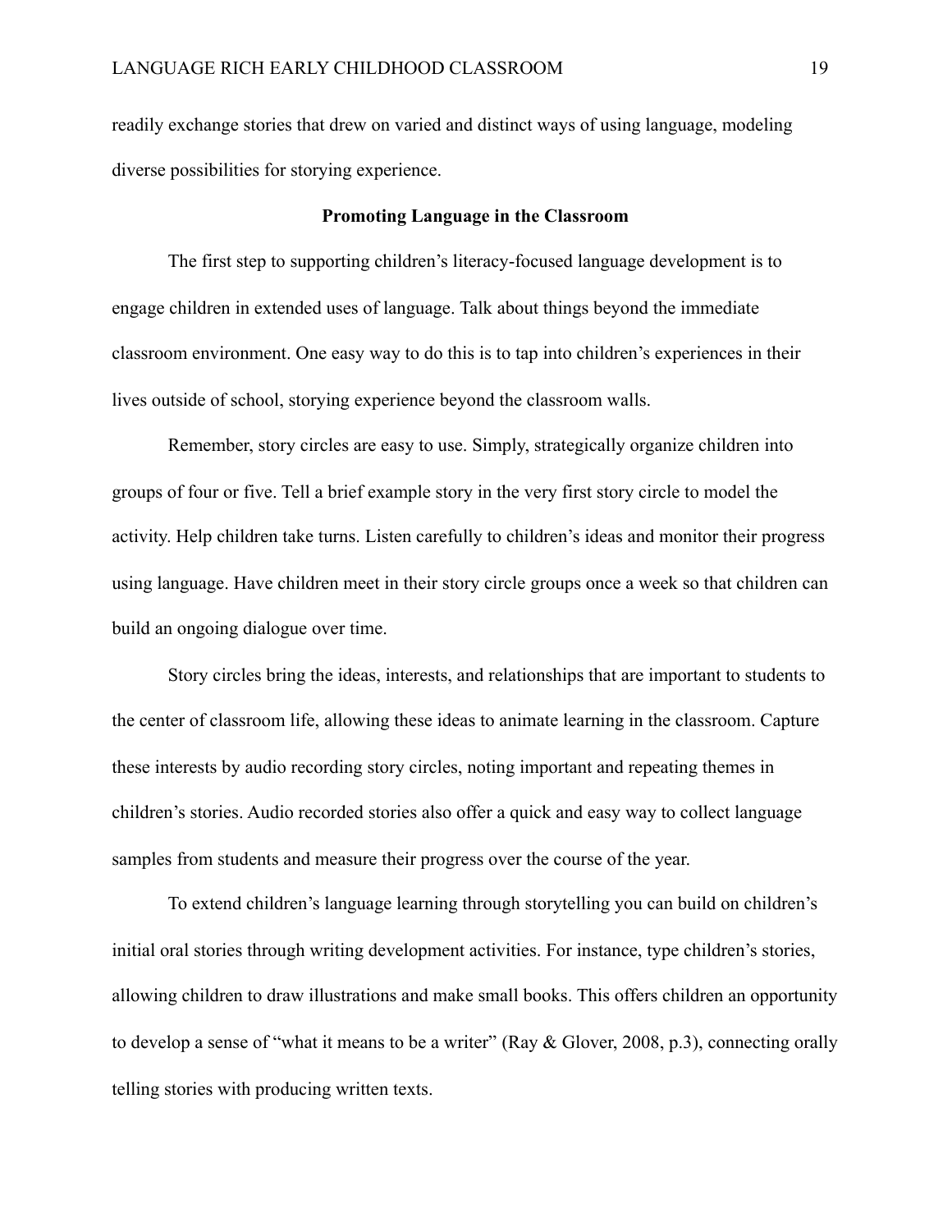readily exchange stories that drew on varied and distinct ways of using language, modeling diverse possibilities for storying experience.

## Promoting Language in the Classroom

The first step to supporting children's literacy-focused language development is to engage children in extended uses of language. Talk about things beyond the immediate classroom environment. One easy way to do this is to tap into children's experiences in their lives outside of school, storying experience beyond the classroom walls.

Remember, story circles are easy to use. Simply, strategically organize children into groups of four or five. Tell a brief example story in the very first story circle to model the activity. Help children take turns. Listen carefully to children's ideas and monitor their progress using language. Have children meet in their story circle groups once a week so that children can build an ongoing dialogue over time.

Story circles bring the ideas, interests, and relationships that are important to students to the center of classroom life, allowing these ideas to animate learning in the classroom. Capture these interests by audio recording story circles, noting important and repeating themes in children's stories. Audio recorded stories also offer a quick and easy way to collect language samples from students and measure their progress over the course of the year.

To extend children's language learning through storytelling you can build on children's initial oral stories through writing development activities. For instance, type children's stories, allowing children to draw illustrations and make small books. This offers children an opportunity to develop a sense of "what it means to be a writer" (Ray & Glover, 2008, p.3), connecting orally telling stories with producing written texts.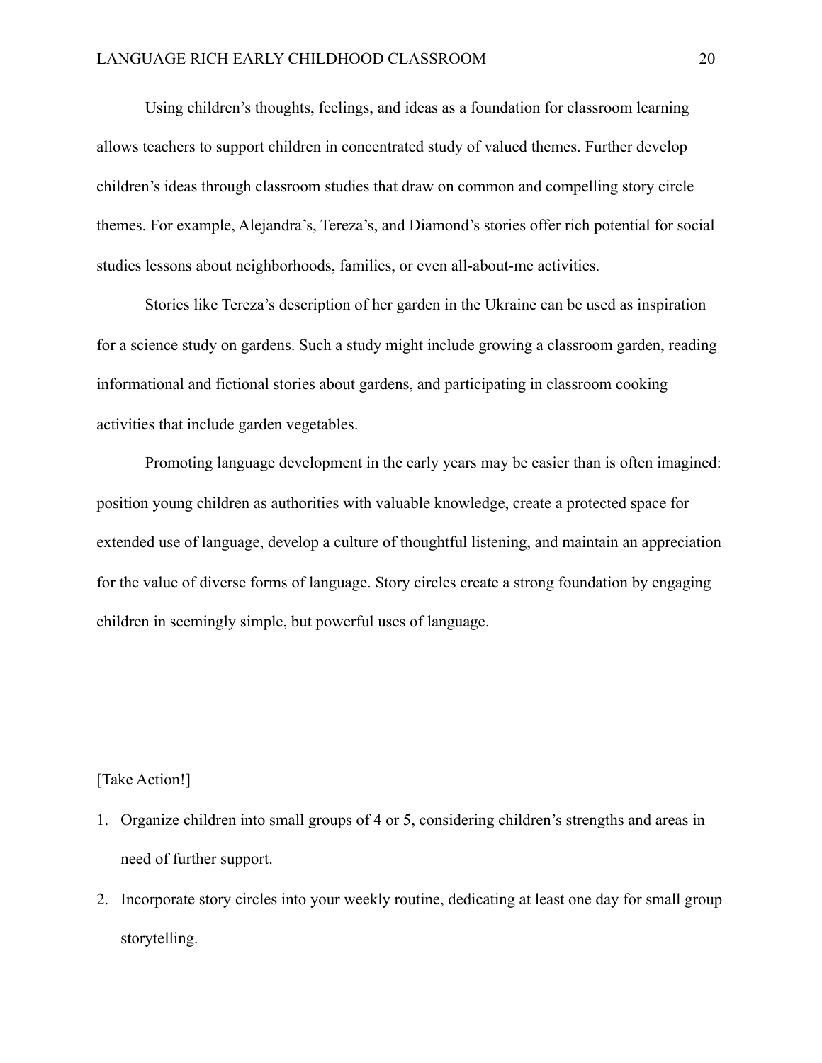Using children's thoughts, feelings, and ideas as a foundation for classroom learning allows teachers to support children in concentrated study of valued themes. Further develop children's ideas through classroom studies that draw on common and compelling story circle themes. For example, Alejandra's, Tereza's, and Diamond's stories offer rich potential for social studies lessons about neighborhoods, families, or even all-about-me activities.

Stories like Tereza's description of her garden in the Ukraine can be used as inspiration for a science study on gardens. Such a study might include growing a classroom garden, reading informational and fictional stories about gardens, and participating in classroom cooking activities that include garden vegetables.

Promoting language development in the early years may be easier than is often imagined: position young children as authorities with valuable knowledge, create a protected space for extended use of language, develop a culture of thoughtful listening, and maintain an appreciation for the value of diverse forms of language. Story circles create a strong foundation by engaging children in seemingly simple, but powerful uses of language.

[Take Action!]

1. Organize children into small groups of 4 or 5, considering children's strengths and areas in need of further support.
2. Incorporate story circles into your weekly routine, dedicating at least one day for small group storytelling.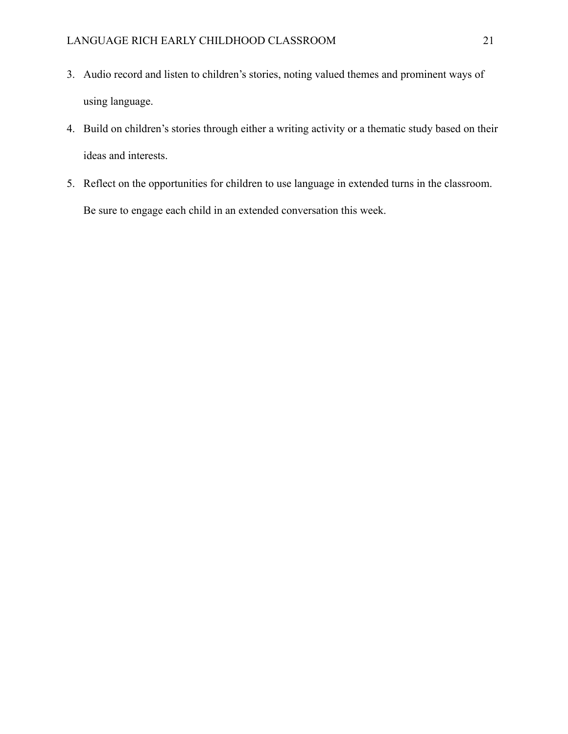3. Audio record and listen to children’s stories, noting valued themes and prominent ways of using language.
4. Build on children’s stories through either a writing activity or a thematic study based on their ideas and interests.
5. Reflect on the opportunities for children to use language in extended turns in the classroom. Be sure to engage each child in an extended conversation this week.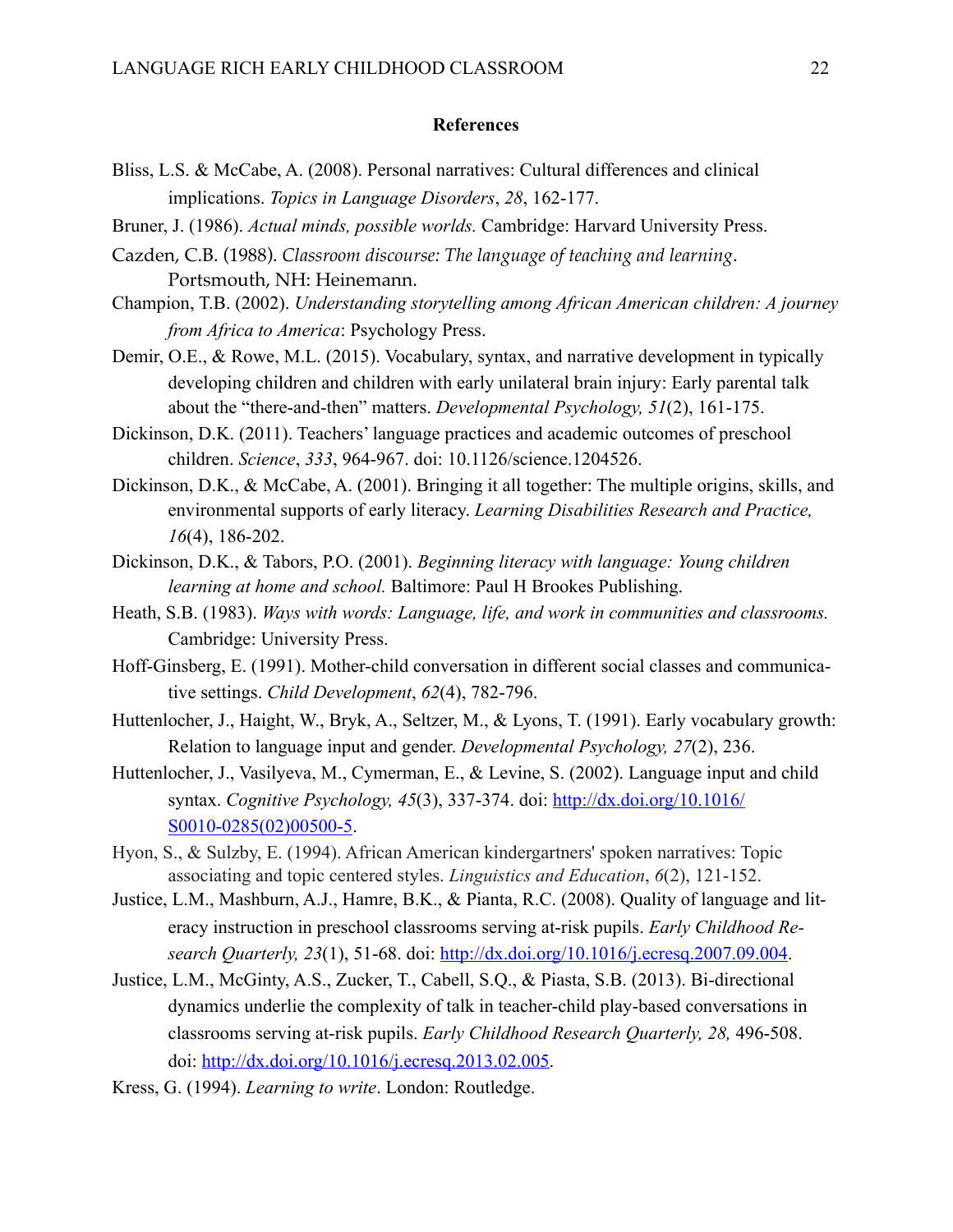## References

Bliss, L.S. & McCabe, A. (2008). Personal narratives: Cultural differences and clinical implications. *Topics in Language Disorders*, *28*, 162-177.

Bruner, J. (1986). *Actual minds, possible worlds.* Cambridge: Harvard University Press.

Cazden, C.B. (1988). *Classroom discourse: The language of teaching and learning*. Portsmouth, NH: Heinemann.

Champion, T.B. (2002). *Understanding storytelling among African American children: A journey from Africa to America*: Psychology Press.

Demir, O.E., & Rowe, M.L. (2015). Vocabulary, syntax, and narrative development in typically developing children and children with early unilateral brain injury: Early parental talk about the "there-and-then" matters. *Developmental Psychology, 51*(2), 161-175.

Dickinson, D.K. (2011). Teachers' language practices and academic outcomes of preschool children. *Science*, *333*, 964-967. doi: 10.1126/science.1204526.

Dickinson, D.K., & McCabe, A. (2001). Bringing it all together: The multiple origins, skills, and environmental supports of early literacy. *Learning Disabilities Research and Practice, 16*(4), 186-202.

Dickinson, D.K., & Tabors, P.O. (2001). *Beginning literacy with language: Young children learning at home and school.* Baltimore: Paul H Brookes Publishing.

Heath, S.B. (1983). *Ways with words: Language, life, and work in communities and classrooms.* Cambridge: University Press.

Hoff-Ginsberg, E. (1991). Mother-child conversation in different social classes and communicative settings. *Child Development*, *62*(4), 782-796.

Huttenlocher, J., Haight, W., Bryk, A., Seltzer, M., & Lyons, T. (1991). Early vocabulary growth: Relation to language input and gender. *Developmental Psychology, 27*(2), 236.

Huttenlocher, J., Vasilyeva, M., Cymerman, E., & Levine, S. (2002). Language input and child syntax. *Cognitive Psychology, 45*(3), 337-374. doi: http://dx.doi.org/10.1016/S0010-0285(02)00500-5.

Hyon, S., & Sulzby, E. (1994). African American kindergartners' spoken narratives: Topic associating and topic centered styles. *Linguistics and Education*, *6*(2), 121-152.

Justice, L.M., Mashburn, A.J., Hamre, B.K., & Pianta, R.C. (2008). Quality of language and literacy instruction in preschool classrooms serving at-risk pupils. *Early Childhood Research Quarterly, 23*(1), 51-68. doi: http://dx.doi.org/10.1016/j.ecresq.2007.09.004.

Justice, L.M., McGinty, A.S., Zucker, T., Cabell, S.Q., & Piasta, S.B. (2013). Bi-directional dynamics underlie the complexity of talk in teacher-child play-based conversations in classrooms serving at-risk pupils. *Early Childhood Research Quarterly, 28,* 496-508. doi: http://dx.doi.org/10.1016/j.ecresq.2013.02.005.

Kress, G. (1994). *Learning to write*. London: Routledge.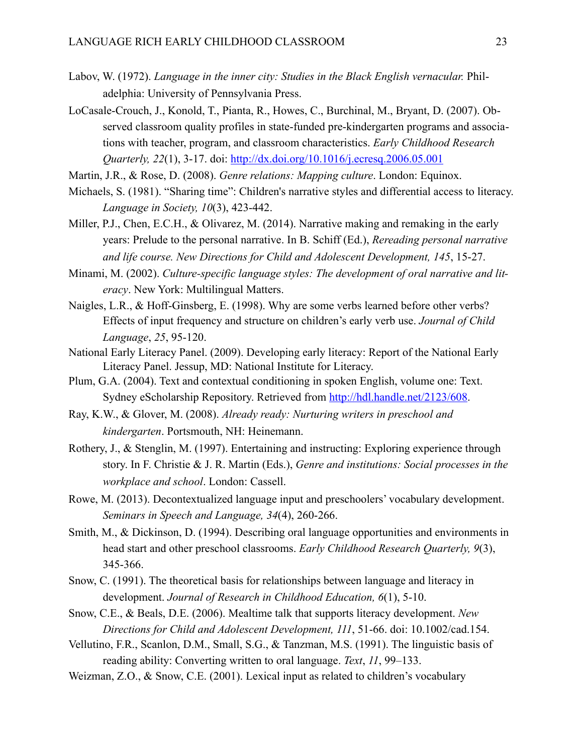Labov, W. (1972). *Language in the inner city: Studies in the Black English vernacular.* Philadelphia: University of Pennsylvania Press.

LoCasale-Crouch, J., Konold, T., Pianta, R., Howes, C., Burchinal, M., Bryant, D. (2007). Observed classroom quality profiles in state-funded pre-kindergarten programs and associations with teacher, program, and classroom characteristics. *Early Childhood Research Quarterly, 22*(1), 3-17. doi: http://dx.doi.org/10.1016/j.ecresq.2006.05.001

Martin, J.R., & Rose, D. (2008). *Genre relations: Mapping culture*. London: Equinox.

Michaels, S. (1981). "Sharing time": Children's narrative styles and differential access to literacy. *Language in Society, 10*(3), 423-442.

Miller, P.J., Chen, E.C.H., & Olivarez, M. (2014). Narrative making and remaking in the early years: Prelude to the personal narrative. In B. Schiff (Ed.), *Rereading personal narrative and life course. New Directions for Child and Adolescent Development, 145*, 15-27.

Minami, M. (2002). *Culture-specific language styles: The development of oral narrative and literacy*. New York: Multilingual Matters.

Naigles, L.R., & Hoff-Ginsberg, E. (1998). Why are some verbs learned before other verbs? Effects of input frequency and structure on children's early verb use. *Journal of Child Language*, *25*, 95-120.

National Early Literacy Panel. (2009). Developing early literacy: Report of the National Early Literacy Panel. Jessup, MD: National Institute for Literacy.

Plum, G.A. (2004). Text and contextual conditioning in spoken English, volume one: Text. Sydney eScholarship Repository. Retrieved from http://hdl.handle.net/2123/608.

Ray, K.W., & Glover, M. (2008). *Already ready: Nurturing writers in preschool and kindergarten*. Portsmouth, NH: Heinemann.

Rothery, J., & Stenglin, M. (1997). Entertaining and instructing: Exploring experience through story. In F. Christie & J. R. Martin (Eds.), *Genre and institutions: Social processes in the workplace and school*. London: Cassell.

Rowe, M. (2013). Decontextualized language input and preschoolers' vocabulary development. *Seminars in Speech and Language, 34*(4), 260-266.

Smith, M., & Dickinson, D. (1994). Describing oral language opportunities and environments in head start and other preschool classrooms. *Early Childhood Research Quarterly, 9*(3), 345-366.

Snow, C. (1991). The theoretical basis for relationships between language and literacy in development. *Journal of Research in Childhood Education, 6*(1), 5-10.

Snow, C.E., & Beals, D.E. (2006). Mealtime talk that supports literacy development. *New Directions for Child and Adolescent Development, 111*, 51-66. doi: 10.1002/cad.154.

Vellutino, F.R., Scanlon, D.M., Small, S.G., & Tanzman, M.S. (1991). The linguistic basis of reading ability: Converting written to oral language. *Text*, *11*, 99–133.

Weizman, Z.O., & Snow, C.E. (2001). Lexical input as related to children's vocabulary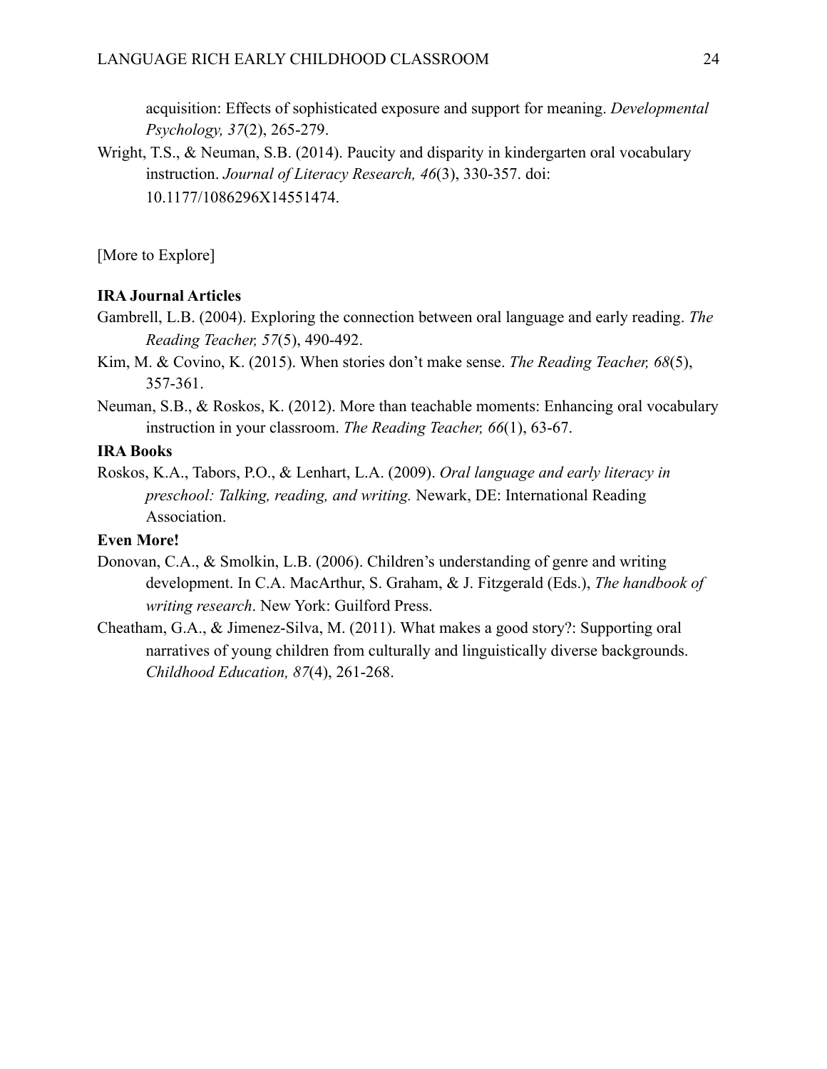acquisition: Effects of sophisticated exposure and support for meaning. *Developmental Psychology, 37*(2), 265-279.

Wright, T.S., & Neuman, S.B. (2014). Paucity and disparity in kindergarten oral vocabulary instruction. *Journal of Literacy Research, 46*(3), 330-357. doi: 10.1177/1086296X14551474.

[More to Explore]

**IRA Journal Articles**

Gambrell, L.B. (2004). Exploring the connection between oral language and early reading. *The Reading Teacher, 57*(5), 490-492.

Kim, M. & Covino, K. (2015). When stories don't make sense. *The Reading Teacher, 68*(5), 357-361.

Neuman, S.B., & Roskos, K. (2012). More than teachable moments: Enhancing oral vocabulary instruction in your classroom. *The Reading Teacher, 66*(1), 63-67.

**IRA Books**

Roskos, K.A., Tabors, P.O., & Lenhart, L.A. (2009). *Oral language and early literacy in preschool: Talking, reading, and writing.* Newark, DE: International Reading Association.

**Even More!**

Donovan, C.A., & Smolkin, L.B. (2006). Children's understanding of genre and writing development. In C.A. MacArthur, S. Graham, & J. Fitzgerald (Eds.), *The handbook of writing research*. New York: Guilford Press.

Cheatham, G.A., & Jimenez-Silva, M. (2011). What makes a good story?: Supporting oral narratives of young children from culturally and linguistically diverse backgrounds. *Childhood Education, 87*(4), 261-268.